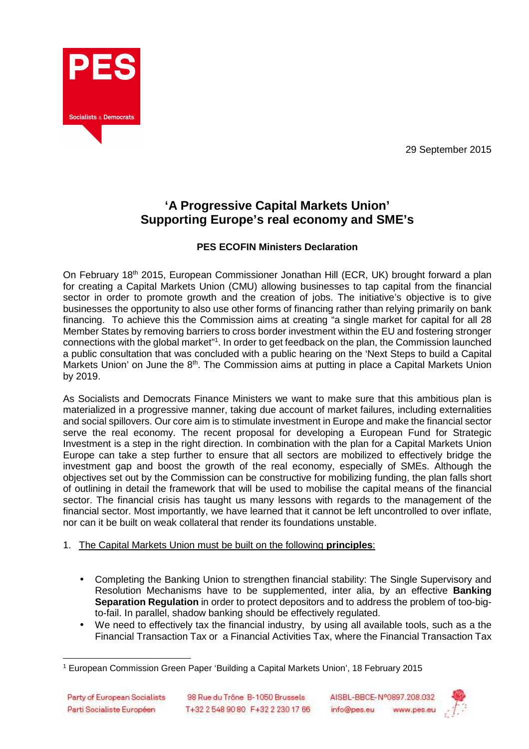29 September 2015

# 'A Progressive Capital Markets Union' Supporting Europe's real economy and SME's

## PES ECOFIN Ministers Declaration

On February 18th 2015, European Commissioner Jonathan Hill (ECR, UK) brought forward a plan for creating a Capital Markets Union (CMU) allowing businesses to tap capital from the financial sector in order to promote growth and the creation of jobs. The initiative's objective is to give businesses the opportunity to also use other forms of financing rather than relying primarily on bank financing. To achieve this the Commission aims at creating "a single market for capital for all 28 Member States by removing barriers to cross border investment within the EU and fostering stronger connections with the global market"[1]. In order to get feedback on the plan, the Commission launched a public consultation that was concluded with a public hearing on the 'Next Steps to build a Capital Markets Union' on June the 8th. The Commission aims at putting in place a Capital Markets Union by 2019.

As Socialists and Democrats Finance Ministers we want to make sure that this ambitious plan is materialized in a progressive manner, taking due account of market failures, including externalities and social spillovers. Our core aim is to stimulate investment in Europe and make the financial sector serve the real economy. The recent proposal for developing a European Fund for Strategic Investment is a step in the right direction. In combination with the plan for a Capital Markets Union Europe can take a step further to ensure that all sectors are mobilized to effectively bridge the investment gap and boost the growth of the real economy, especially of SMEs. Although the objectives set out by the Commission can be constructive for mobilizing funding, the plan falls short of outlining in detail the framework that will be used to mobilise the capital means of the financial sector. The financial crisis has taught us many lessons with regards to the management of the financial sector. Most importantly, we have learned that it cannot be left uncontrolled to over inflate, nor can it be built on weak collateral that render its foundations unstable.

1. The Capital Markets Union must be built on the following **principles**:

- Completing the Banking Union to strengthen financial stability: The Single Supervisory and Resolution Mechanisms have to be supplemented, inter alia, by an effective **Banking Separation Regulation** in order to protect depositors and to address the problem of too-big-to-fail. In parallel, shadow banking should be effectively regulated.
- We need to effectively tax the financial industry, by using all available tools, such as a the Financial Transaction Tax or a Financial Activities Tax, where the Financial Transaction Tax

[1] European Commission Green Paper 'Building a Capital Markets Union', 18 February 2015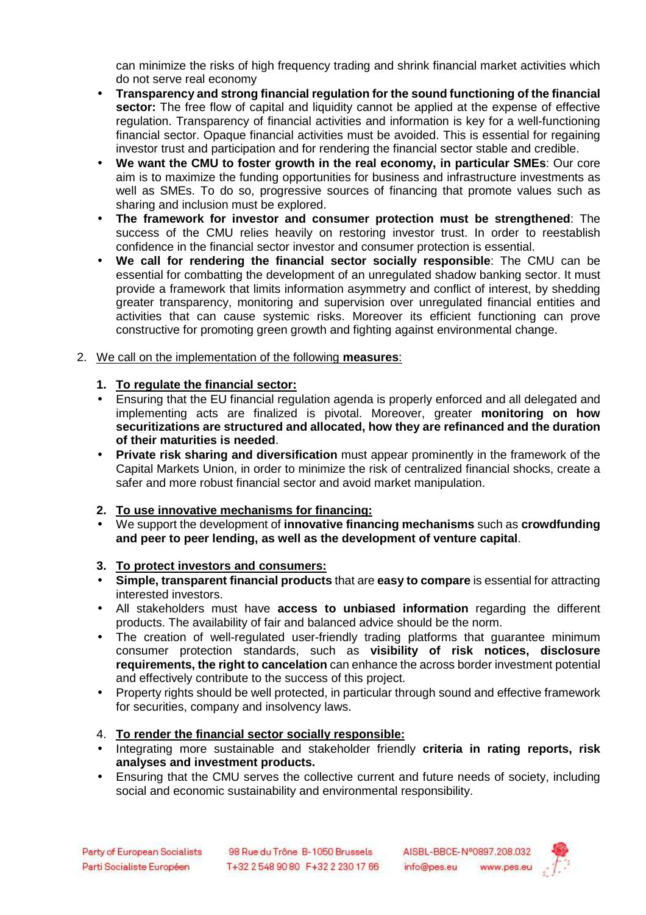can minimize the risks of high frequency trading and shrink financial market activities which do not serve real economy

- **Transparency and strong financial regulation for the sound functioning of the financial sector:** The free flow of capital and liquidity cannot be applied at the expense of effective regulation. Transparency of financial activities and information is key for a well-functioning financial sector. Opaque financial activities must be avoided. This is essential for regaining investor trust and participation and for rendering the financial sector stable and credible.
- **We want the CMU to foster growth in the real economy, in particular SMEs**: Our core aim is to maximize the funding opportunities for business and infrastructure investments as well as SMEs. To do so, progressive sources of financing that promote values such as sharing and inclusion must be explored.
- **The framework for investor and consumer protection must be strengthened**: The success of the CMU relies heavily on restoring investor trust. In order to reestablish confidence in the financial sector investor and consumer protection is essential.
- **We call for rendering the financial sector socially responsible**: The CMU can be essential for combatting the development of an unregulated shadow banking sector. It must provide a framework that limits information asymmetry and conflict of interest, by shedding greater transparency, monitoring and supervision over unregulated financial entities and activities that can cause systemic risks. Moreover its efficient functioning can prove constructive for promoting green growth and fighting against environmental change.

2. We call on the implementation of the following **measures**:

**1. To regulate the financial sector:**

- Ensuring that the EU financial regulation agenda is properly enforced and all delegated and implementing acts are finalized is pivotal. Moreover, greater **monitoring on how securitizations are structured and allocated, how they are refinanced and the duration of their maturities is needed**.
- **Private risk sharing and diversification** must appear prominently in the framework of the Capital Markets Union, in order to minimize the risk of centralized financial shocks, create a safer and more robust financial sector and avoid market manipulation.

**2. To use innovative mechanisms for financing:**

- We support the development of **innovative financing mechanisms** such as **crowdfunding and peer to peer lending, as well as the development of venture capital**.

**3. To protect investors and consumers:**

- **Simple, transparent financial products** that are **easy to compare** is essential for attracting interested investors.
- All stakeholders must have **access to unbiased information** regarding the different products. The availability of fair and balanced advice should be the norm.
- The creation of well-regulated user-friendly trading platforms that guarantee minimum consumer protection standards, such as **visibility of risk notices, disclosure requirements, the right to cancelation** can enhance the across border investment potential and effectively contribute to the success of this project.
- Property rights should be well protected, in particular through sound and effective framework for securities, company and insolvency laws.

4. **To render the financial sector socially responsible:**

- Integrating more sustainable and stakeholder friendly **criteria in rating reports, risk analyses and investment products.**
- Ensuring that the CMU serves the collective current and future needs of society, including social and economic sustainability and environmental responsibility.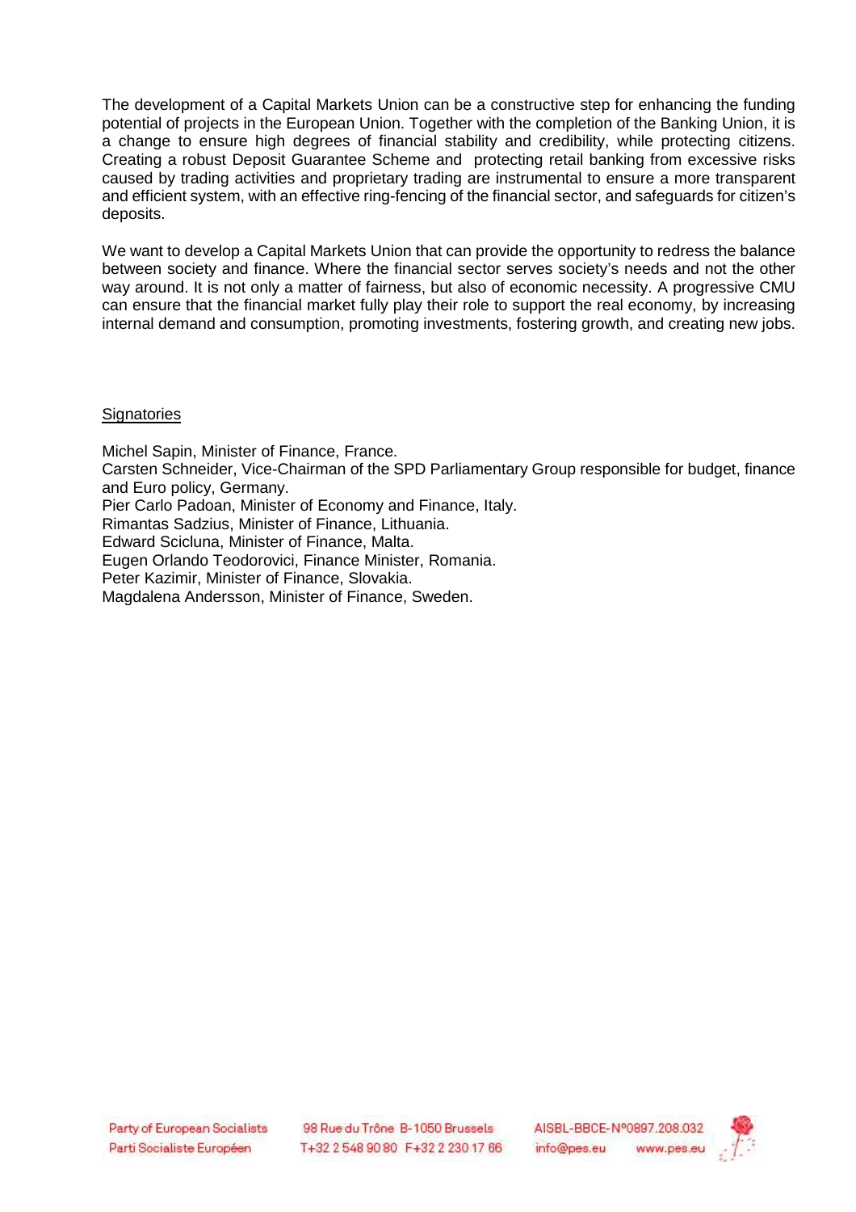The development of a Capital Markets Union can be a constructive step for enhancing the funding potential of projects in the European Union. Together with the completion of the Banking Union, it is a change to ensure high degrees of financial stability and credibility, while protecting citizens. Creating a robust Deposit Guarantee Scheme and protecting retail banking from excessive risks caused by trading activities and proprietary trading are instrumental to ensure a more transparent and efficient system, with an effective ring-fencing of the financial sector, and safeguards for citizen's deposits.

We want to develop a Capital Markets Union that can provide the opportunity to redress the balance between society and finance. Where the financial sector serves society's needs and not the other way around. It is not only a matter of fairness, but also of economic necessity. A progressive CMU can ensure that the financial market fully play their role to support the real economy, by increasing internal demand and consumption, promoting investments, fostering growth, and creating new jobs.

<u>Signatories</u>

Michel Sapin, Minister of Finance, France.
Carsten Schneider, Vice-Chairman of the SPD Parliamentary Group responsible for budget, finance and Euro policy, Germany.
Pier Carlo Padoan, Minister of Economy and Finance, Italy.
Rimantas Sadzius, Minister of Finance, Lithuania.
Edward Scicluna, Minister of Finance, Malta.
Eugen Orlando Teodorovici, Finance Minister, Romania.
Peter Kazimir, Minister of Finance, Slovakia.
Magdalena Andersson, Minister of Finance, Sweden.